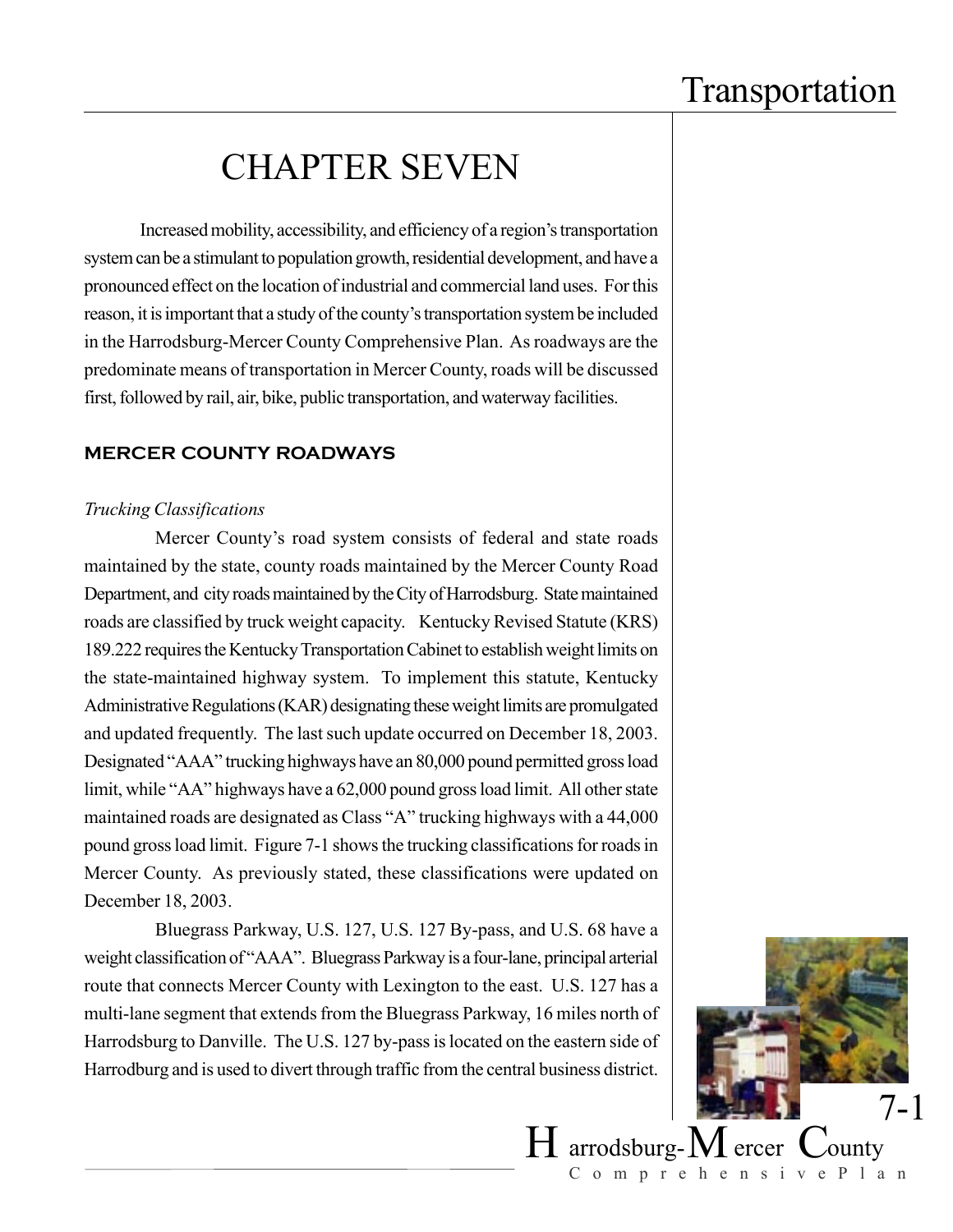# CHAPTER SEVEN

Increased mobility, accessibility, and efficiency of a region's transportation system can be a stimulant to population growth, residential development, and have a pronounced effect on the location of industrial and commercial land uses. For this reason, it is important that a study of the county's transportation system be included in the Harrodsburg-Mercer County Comprehensive Plan. As roadways are the predominate means of transportation in Mercer County, roads will be discussed first, followed by rail, air, bike, public transportation, and waterway facilities.

## MERCER COUNTY ROADWAYS

*Trucking Classifications*

Mercer County's road system consists of federal and state roads maintained by the state, county roads maintained by the Mercer County Road Department, and city roads maintained by the City of Harrodsburg. State maintained roads are classified by truck weight capacity. Kentucky Revised Statute (KRS) 189.222 requires the Kentucky Transportation Cabinet to establish weight limits on the state-maintained highway system. To implement this statute, Kentucky Administrative Regulations (KAR) designating these weight limits are promulgated and updated frequently. The last such update occurred on December 18, 2003. Designated "AAA" trucking highways have an 80,000 pound permitted gross load limit, while "AA" highways have a 62,000 pound gross load limit. All other state maintained roads are designated as Class "A" trucking highways with a 44,000 pound gross load limit. Figure 7-1 shows the trucking classifications for roads in Mercer County. As previously stated, these classifications were updated on December 18, 2003.

Bluegrass Parkway, U.S. 127, U.S. 127 By-pass, and U.S. 68 have a weight classification of "AAA". Bluegrass Parkway is a four-lane, principal arterial route that connects Mercer County with Lexington to the east. U.S. 127 has a multi-lane segment that extends from the Bluegrass Parkway, 16 miles north of Harrodsburg to Danville. The U.S. 127 by-pass is located on the eastern side of Harrodburg and is used to divert through traffic from the central business district.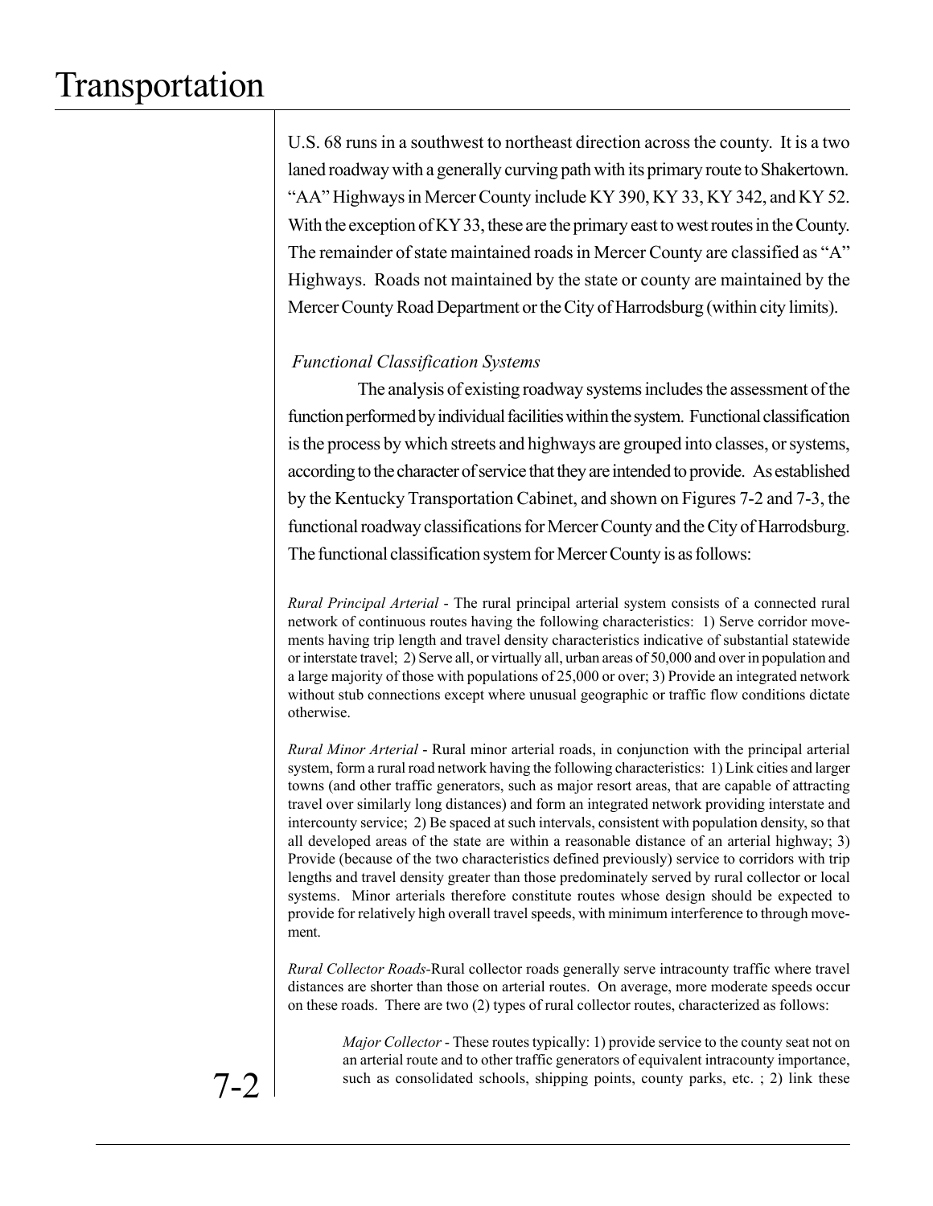U.S. 68 runs in a southwest to northeast direction across the county. It is a two laned roadway with a generally curving path with its primary route to Shakertown. "AA" Highways in Mercer County include KY 390, KY 33, KY 342, and KY 52. With the exception of KY 33, these are the primary east to west routes in the County. The remainder of state maintained roads in Mercer County are classified as "A" Highways. Roads not maintained by the state or county are maintained by the Mercer County Road Department or the City of Harrodsburg (within city limits).

### *Functional Classification Systems*

The analysis of existing roadway systems includes the assessment of the function performed by individual facilities within the system. Functional classification is the process by which streets and highways are grouped into classes, or systems, according to the character of service that they are intended to provide. As established by the Kentucky Transportation Cabinet, and shown on Figures 7-2 and 7-3, the functional roadway classifications for Mercer County and the City of Harrodsburg. The functional classification system for Mercer County is as follows:

*Rural Principal Arterial* - The rural principal arterial system consists of a connected rural network of continuous routes having the following characteristics: 1) Serve corridor movements having trip length and travel density characteristics indicative of substantial statewide or interstate travel; 2) Serve all, or virtually all, urban areas of 50,000 and over in population and a large majority of those with populations of 25,000 or over; 3) Provide an integrated network without stub connections except where unusual geographic or traffic flow conditions dictate otherwise.

*Rural Minor Arterial* - Rural minor arterial roads, in conjunction with the principal arterial system, form a rural road network having the following characteristics: 1) Link cities and larger towns (and other traffic generators, such as major resort areas, that are capable of attracting travel over similarly long distances) and form an integrated network providing interstate and intercounty service; 2) Be spaced at such intervals, consistent with population density, so that all developed areas of the state are within a reasonable distance of an arterial highway; 3) Provide (because of the two characteristics defined previously) service to corridors with trip lengths and travel density greater than those predominately served by rural collector or local systems. Minor arterials therefore constitute routes whose design should be expected to provide for relatively high overall travel speeds, with minimum interference to through movement.

*Rural Collector Roads*-Rural collector roads generally serve intracounty traffic where travel distances are shorter than those on arterial routes. On average, more moderate speeds occur on these roads. There are two (2) types of rural collector routes, characterized as follows:

> *Major Collector* - These routes typically: 1) provide service to the county seat not on an arterial route and to other traffic generators of equivalent intracounty importance, such as consolidated schools, shipping points, county parks, etc. ; 2) link these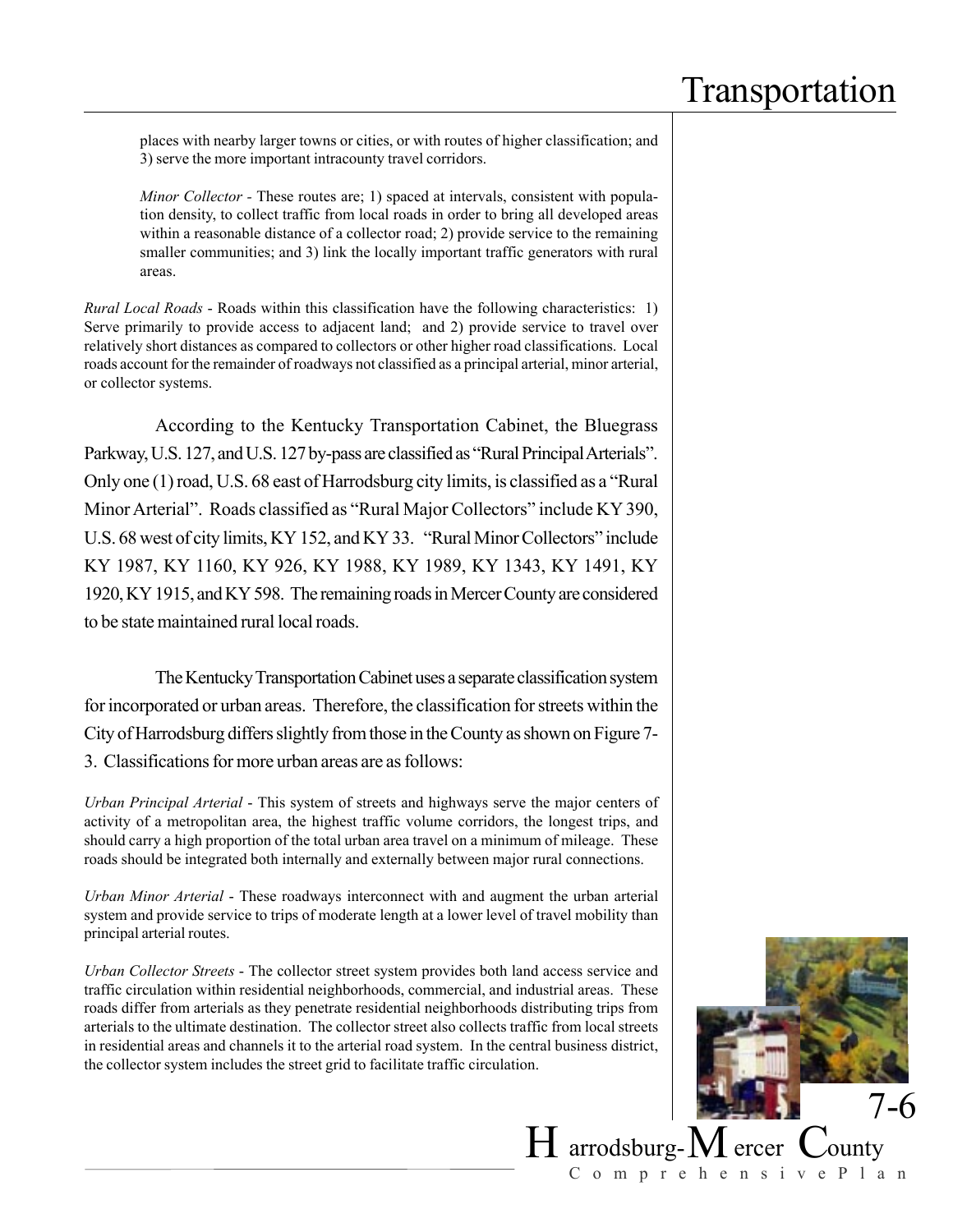places with nearby larger towns or cities, or with routes of higher classification; and 3) serve the more important intracounty travel corridors.

*Minor Collector* - These routes are; 1) spaced at intervals, consistent with population density, to collect traffic from local roads in order to bring all developed areas within a reasonable distance of a collector road; 2) provide service to the remaining smaller communities; and 3) link the locally important traffic generators with rural areas.

*Rural Local Roads* - Roads within this classification have the following characteristics: 1) Serve primarily to provide access to adjacent land; and 2) provide service to travel over relatively short distances as compared to collectors or other higher road classifications. Local roads account for the remainder of roadways not classified as a principal arterial, minor arterial, or collector systems.

According to the Kentucky Transportation Cabinet, the Bluegrass Parkway, U.S. 127, and U.S. 127 by-pass are classified as "Rural Principal Arterials". Only one (1) road, U.S. 68 east of Harrodsburg city limits, is classified as a "Rural Minor Arterial". Roads classified as "Rural Major Collectors" include KY 390, U.S. 68 west of city limits, KY 152, and KY 33. "Rural Minor Collectors" include KY 1987, KY 1160, KY 926, KY 1988, KY 1989, KY 1343, KY 1491, KY 1920, KY 1915, and KY 598. The remaining roads in Mercer County are considered to be state maintained rural local roads.

The Kentucky Transportation Cabinet uses a separate classification system for incorporated or urban areas. Therefore, the classification for streets within the City of Harrodsburg differs slightly from those in the County as shown on Figure 7-3. Classifications for more urban areas are as follows:

*Urban Principal Arterial* - This system of streets and highways serve the major centers of activity of a metropolitan area, the highest traffic volume corridors, the longest trips, and should carry a high proportion of the total urban area travel on a minimum of mileage. These roads should be integrated both internally and externally between major rural connections.

*Urban Minor Arterial* - These roadways interconnect with and augment the urban arterial system and provide service to trips of moderate length at a lower level of travel mobility than principal arterial routes.

*Urban Collector Streets* - The collector street system provides both land access service and traffic circulation within residential neighborhoods, commercial, and industrial areas. These roads differ from arterials as they penetrate residential neighborhoods distributing trips from arterials to the ultimate destination. The collector street also collects traffic from local streets in residential areas and channels it to the arterial road system. In the central business district, the collector system includes the street grid to facilitate traffic circulation.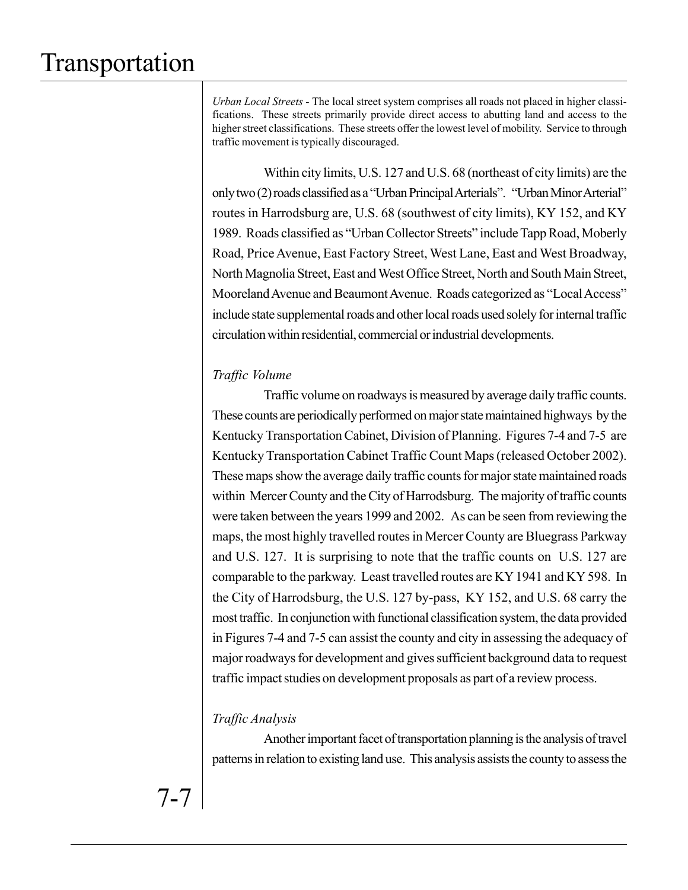*Urban Local Streets* - The local street system comprises all roads not placed in higher classifications. These streets primarily provide direct access to abutting land and access to the higher street classifications. These streets offer the lowest level of mobility. Service to through traffic movement is typically discouraged.

Within city limits, U.S. 127 and U.S. 68 (northeast of city limits) are the only two (2) roads classified as a "Urban Principal Arterials". "Urban Minor Arterial" routes in Harrodsburg are, U.S. 68 (southwest of city limits), KY 152, and KY 1989. Roads classified as "Urban Collector Streets" include Tapp Road, Moberly Road, Price Avenue, East Factory Street, West Lane, East and West Broadway, North Magnolia Street, East and West Office Street, North and South Main Street, Mooreland Avenue and Beaumont Avenue. Roads categorized as "Local Access" include state supplemental roads and other local roads used solely for internal traffic circulation within residential, commercial or industrial developments.

### *Traffic Volume*

Traffic volume on roadways is measured by average daily traffic counts. These counts are periodically performed on major state maintained highways by the Kentucky Transportation Cabinet, Division of Planning. Figures 7-4 and 7-5 are Kentucky Transportation Cabinet Traffic Count Maps (released October 2002). These maps show the average daily traffic counts for major state maintained roads within Mercer County and the City of Harrodsburg. The majority of traffic counts were taken between the years 1999 and 2002. As can be seen from reviewing the maps, the most highly travelled routes in Mercer County are Bluegrass Parkway and U.S. 127. It is surprising to note that the traffic counts on U.S. 127 are comparable to the parkway. Least travelled routes are KY 1941 and KY 598. In the City of Harrodsburg, the U.S. 127 by-pass, KY 152, and U.S. 68 carry the most traffic. In conjunction with functional classification system, the data provided in Figures 7-4 and 7-5 can assist the county and city in assessing the adequacy of major roadways for development and gives sufficient background data to request traffic impact studies on development proposals as part of a review process.

### *Traffic Analysis*

Another important facet of transportation planning is the analysis of travel patterns in relation to existing land use. This analysis assists the county to assess the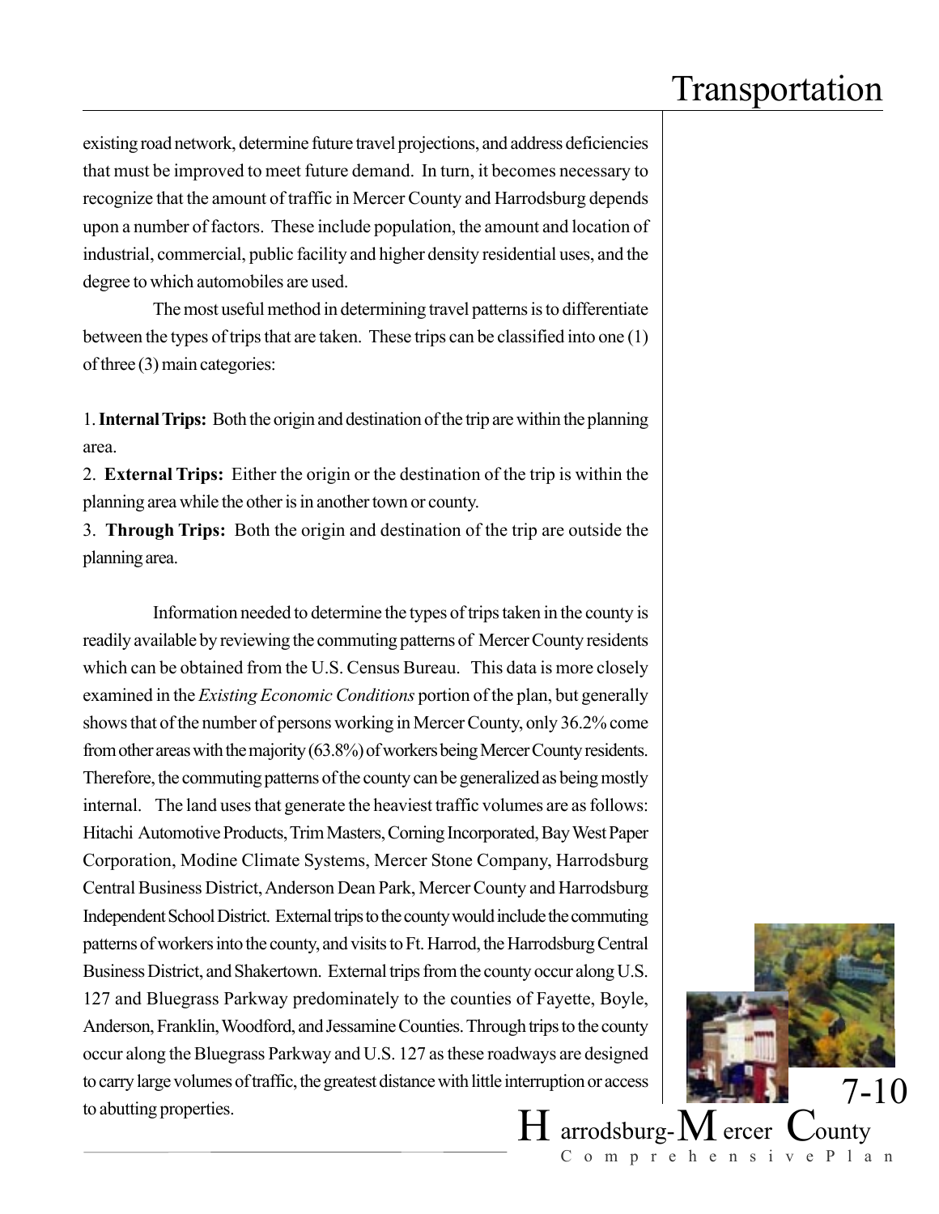existing road network, determine future travel projections, and address deficiencies that must be improved to meet future demand. In turn, it becomes necessary to recognize that the amount of traffic in Mercer County and Harrodsburg depends upon a number of factors. These include population, the amount and location of industrial, commercial, public facility and higher density residential uses, and the degree to which automobiles are used.

The most useful method in determining travel patterns is to differentiate between the types of trips that are taken. These trips can be classified into one (1) of three (3) main categories:

1. **Internal Trips:** Both the origin and destination of the trip are within the planning area.
2. **External Trips:** Either the origin or the destination of the trip is within the planning area while the other is in another town or county.
3. **Through Trips:** Both the origin and destination of the trip are outside the planning area.

Information needed to determine the types of trips taken in the county is readily available by reviewing the commuting patterns of Mercer County residents which can be obtained from the U.S. Census Bureau. This data is more closely examined in the *Existing Economic Conditions* portion of the plan, but generally shows that of the number of persons working in Mercer County, only 36.2% come from other areas with the majority (63.8%) of workers being Mercer County residents. Therefore, the commuting patterns of the county can be generalized as being mostly internal. The land uses that generate the heaviest traffic volumes are as follows: Hitachi Automotive Products, Trim Masters, Corning Incorporated, Bay West Paper Corporation, Modine Climate Systems, Mercer Stone Company, Harrodsburg Central Business District, Anderson Dean Park, Mercer County and Harrodsburg Independent School District. External trips to the county would include the commuting patterns of workers into the county, and visits to Ft. Harrod, the Harrodsburg Central Business District, and Shakertown. External trips from the county occur along U.S. 127 and Bluegrass Parkway predominately to the counties of Fayette, Boyle, Anderson, Franklin, Woodford, and Jessamine Counties. Through trips to the county occur along the Bluegrass Parkway and U.S. 127 as these roadways are designed to carry large volumes of traffic, the greatest distance with little interruption or access to abutting properties.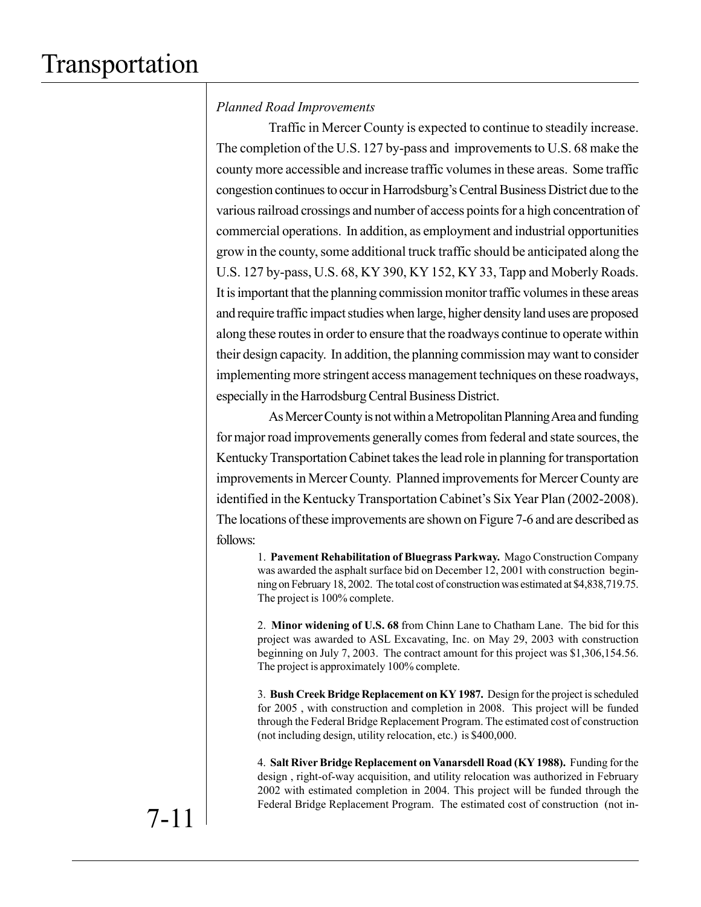*Planned Road Improvements*

Traffic in Mercer County is expected to continue to steadily increase. The completion of the U.S. 127 by-pass and improvements to U.S. 68 make the county more accessible and increase traffic volumes in these areas. Some traffic congestion continues to occur in Harrodsburg's Central Business District due to the various railroad crossings and number of access points for a high concentration of commercial operations. In addition, as employment and industrial opportunities grow in the county, some additional truck traffic should be anticipated along the U.S. 127 by-pass, U.S. 68, KY 390, KY 152, KY 33, Tapp and Moberly Roads. It is important that the planning commission monitor traffic volumes in these areas and require traffic impact studies when large, higher density land uses are proposed along these routes in order to ensure that the roadways continue to operate within their design capacity. In addition, the planning commission may want to consider implementing more stringent access management techniques on these roadways, especially in the Harrodsburg Central Business District.

As Mercer County is not within a Metropolitan Planning Area and funding for major road improvements generally comes from federal and state sources, the Kentucky Transportation Cabinet takes the lead role in planning for transportation improvements in Mercer County. Planned improvements for Mercer County are identified in the Kentucky Transportation Cabinet's Six Year Plan (2002-2008). The locations of these improvements are shown on Figure 7-6 and are described as follows:

1. **Pavement Rehabilitation of Bluegrass Parkway.** Mago Construction Company was awarded the asphalt surface bid on December 12, 2001 with construction beginning on February 18, 2002. The total cost of construction was estimated at $4,838,719.75. The project is 100% complete.

2. **Minor widening of U.S. 68** from Chinn Lane to Chatham Lane. The bid for this project was awarded to ASL Excavating, Inc. on May 29, 2003 with construction beginning on July 7, 2003. The contract amount for this project was $1,306,154.56. The project is approximately 100% complete.

3. **Bush Creek Bridge Replacement on KY 1987.** Design for the project is scheduled for 2005 , with construction and completion in 2008. This project will be funded through the Federal Bridge Replacement Program. The estimated cost of construction (not including design, utility relocation, etc.) is $400,000.

4. **Salt River Bridge Replacement on Vanarsdell Road (KY 1988).** Funding for the design , right-of-way acquisition, and utility relocation was authorized in February 2002 with estimated completion in 2004. This project will be funded through the Federal Bridge Replacement Program. The estimated cost of construction (not in-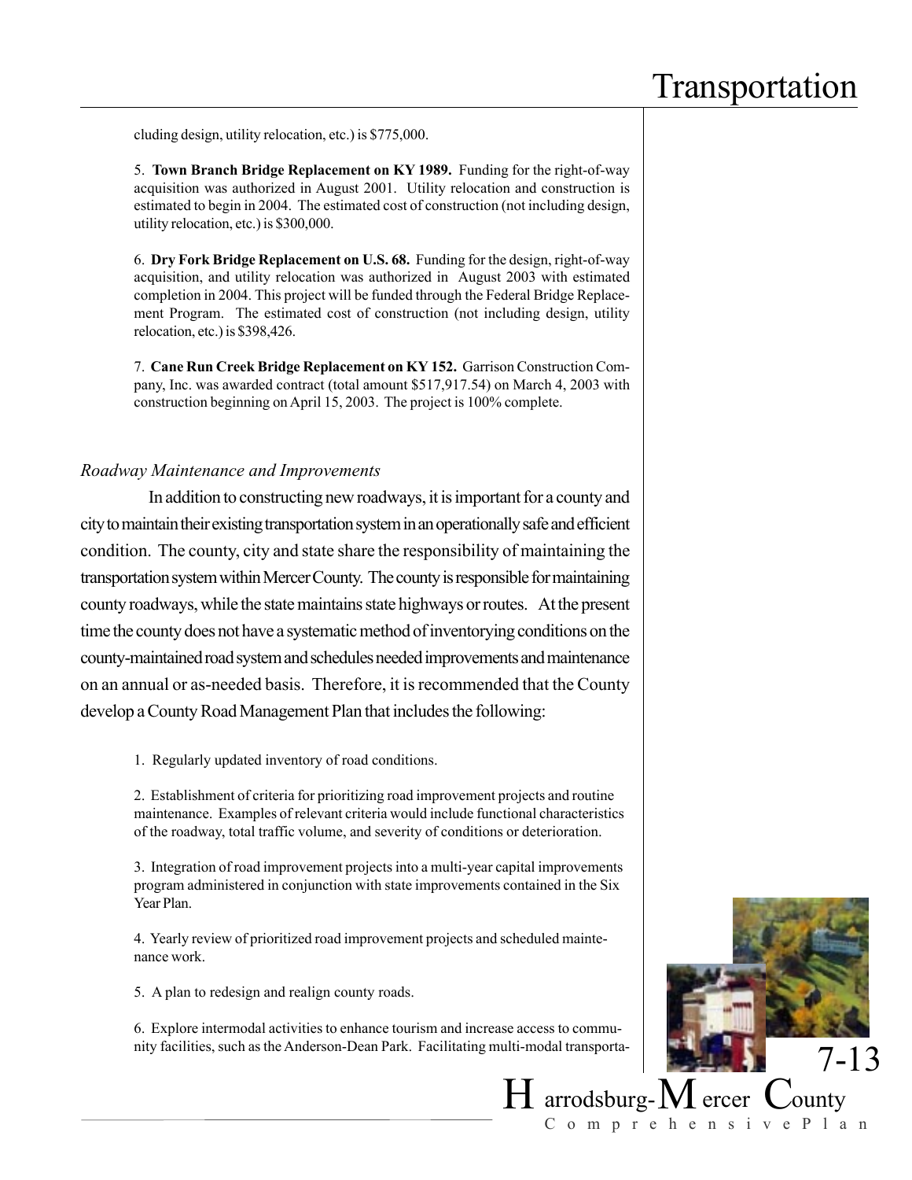cluding design, utility relocation, etc.) is $775,000.

5. **Town Branch Bridge Replacement on KY 1989.** Funding for the right-of-way acquisition was authorized in August 2001. Utility relocation and construction is estimated to begin in 2004. The estimated cost of construction (not including design, utility relocation, etc.) is $300,000.

6. **Dry Fork Bridge Replacement on U.S. 68.** Funding for the design, right-of-way acquisition, and utility relocation was authorized in August 2003 with estimated completion in 2004. This project will be funded through the Federal Bridge Replacement Program. The estimated cost of construction (not including design, utility relocation, etc.) is $398,426.

7. **Cane Run Creek Bridge Replacement on KY 152.** Garrison Construction Company, Inc. was awarded contract (total amount $517,917.54) on March 4, 2003 with construction beginning on April 15, 2003. The project is 100% complete.

### *Roadway Maintenance and Improvements*

In addition to constructing new roadways, it is important for a county and city to maintain their existing transportation system in an operationally safe and efficient condition. The county, city and state share the responsibility of maintaining the transportation system within Mercer County. The county is responsible for maintaining county roadways, while the state maintains state highways or routes. At the present time the county does not have a systematic method of inventorying conditions on the county-maintained road system and schedules needed improvements and maintenance on an annual or as-needed basis. Therefore, it is recommended that the County develop a County Road Management Plan that includes the following:

1. Regularly updated inventory of road conditions.

2. Establishment of criteria for prioritizing road improvement projects and routine maintenance. Examples of relevant criteria would include functional characteristics of the roadway, total traffic volume, and severity of conditions or deterioration.

3. Integration of road improvement projects into a multi-year capital improvements program administered in conjunction with state improvements contained in the Six Year Plan.

4. Yearly review of prioritized road improvement projects and scheduled maintenance work.

5. A plan to redesign and realign county roads.

6. Explore intermodal activities to enhance tourism and increase access to community facilities, such as the Anderson-Dean Park. Facilitating multi-modal transporta-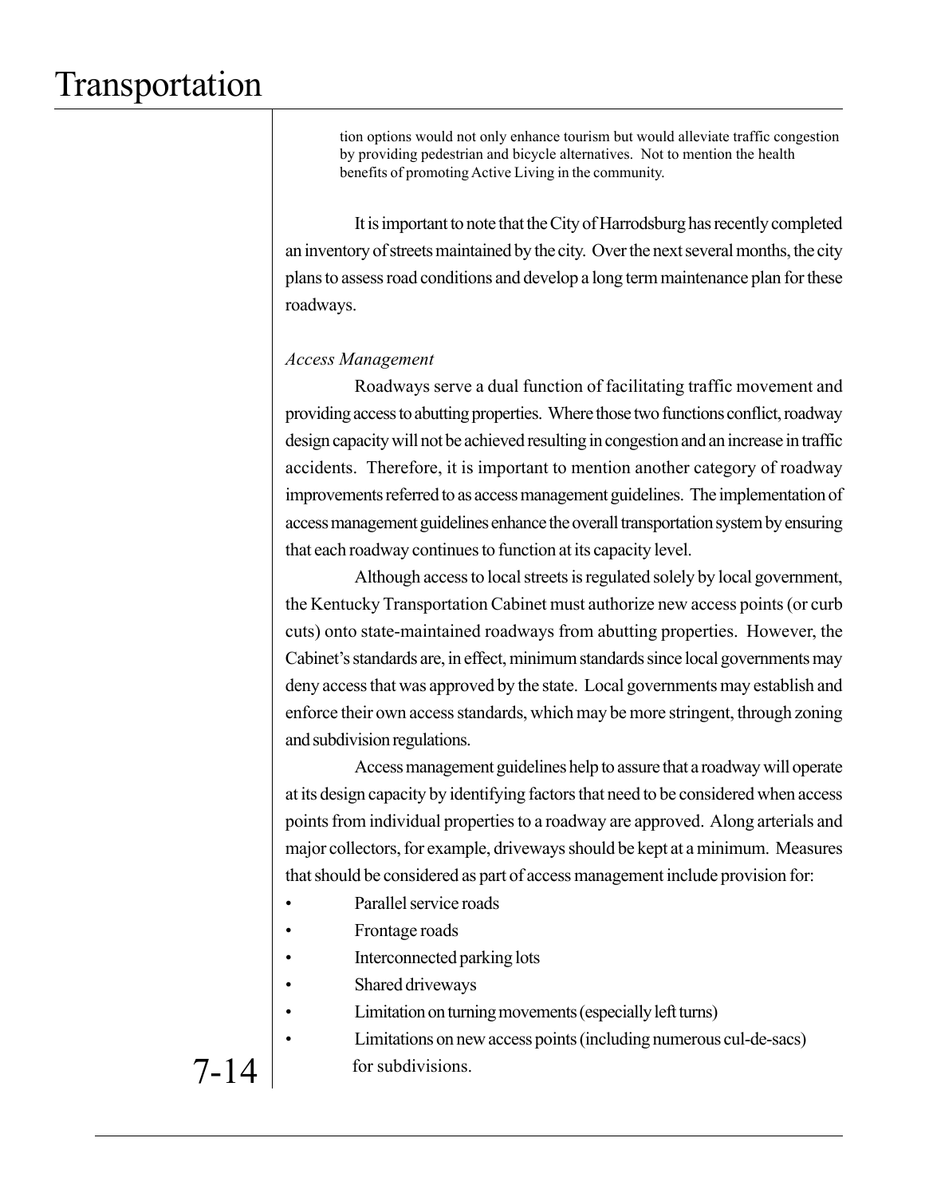tion options would not only enhance tourism but would alleviate traffic congestion by providing pedestrian and bicycle alternatives. Not to mention the health benefits of promoting Active Living in the community.

It is important to note that the City of Harrodsburg has recently completed an inventory of streets maintained by the city. Over the next several months, the city plans to assess road conditions and develop a long term maintenance plan for these roadways.

*Access Management*

Roadways serve a dual function of facilitating traffic movement and providing access to abutting properties. Where those two functions conflict, roadway design capacity will not be achieved resulting in congestion and an increase in traffic accidents. Therefore, it is important to mention another category of roadway improvements referred to as access management guidelines. The implementation of access management guidelines enhance the overall transportation system by ensuring that each roadway continues to function at its capacity level.

Although access to local streets is regulated solely by local government, the Kentucky Transportation Cabinet must authorize new access points (or curb cuts) onto state-maintained roadways from abutting properties. However, the Cabinet's standards are, in effect, minimum standards since local governments may deny access that was approved by the state. Local governments may establish and enforce their own access standards, which may be more stringent, through zoning and subdivision regulations.

Access management guidelines help to assure that a roadway will operate at its design capacity by identifying factors that need to be considered when access points from individual properties to a roadway are approved. Along arterials and major collectors, for example, driveways should be kept at a minimum. Measures that should be considered as part of access management include provision for:

- Parallel service roads
- Frontage roads
- Interconnected parking lots
- Shared driveways
- Limitation on turning movements (especially left turns)
- Limitations on new access points (including numerous cul-de-sacs) for subdivisions.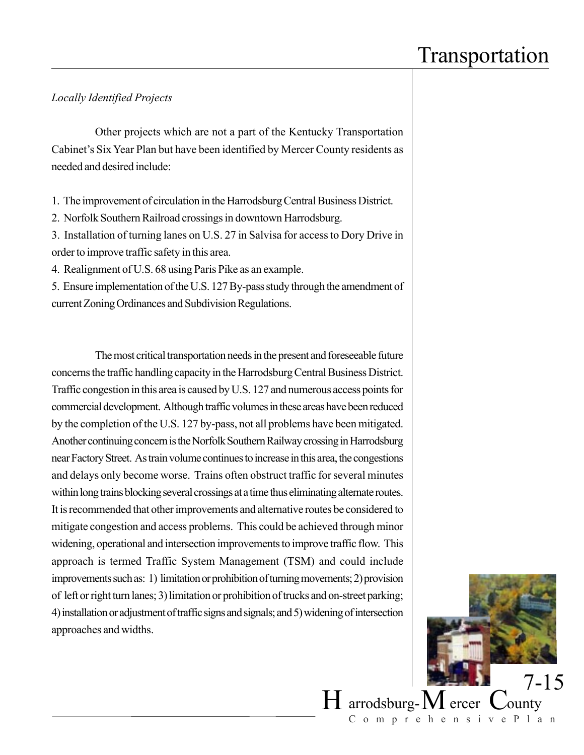*Locally Identified Projects*

Other projects which are not a part of the Kentucky Transportation Cabinet's Six Year Plan but have been identified by Mercer County residents as needed and desired include:

1. The improvement of circulation in the Harrodsburg Central Business District.
2. Norfolk Southern Railroad crossings in downtown Harrodsburg.
3. Installation of turning lanes on U.S. 27 in Salvisa for access to Dory Drive in order to improve traffic safety in this area.
4. Realignment of U.S. 68 using Paris Pike as an example.
5. Ensure implementation of the U.S. 127 By-pass study through the amendment of current Zoning Ordinances and Subdivision Regulations.

The most critical transportation needs in the present and foreseeable future concerns the traffic handling capacity in the Harrodsburg Central Business District. Traffic congestion in this area is caused by U.S. 127 and numerous access points for commercial development. Although traffic volumes in these areas have been reduced by the completion of the U.S. 127 by-pass, not all problems have been mitigated. Another continuing concern is the Norfolk Southern Railway crossing in Harrodsburg near Factory Street. As train volume continues to increase in this area, the congestions and delays only become worse. Trains often obstruct traffic for several minutes within long trains blocking several crossings at a time thus eliminating alternate routes. It is recommended that other improvements and alternative routes be considered to mitigate congestion and access problems. This could be achieved through minor widening, operational and intersection improvements to improve traffic flow. This approach is termed Traffic System Management (TSM) and could include improvements such as: 1) limitation or prohibition of turning movements; 2) provision of left or right turn lanes; 3) limitation or prohibition of trucks and on-street parking; 4) installation or adjustment of traffic signs and signals; and 5) widening of intersection approaches and widths.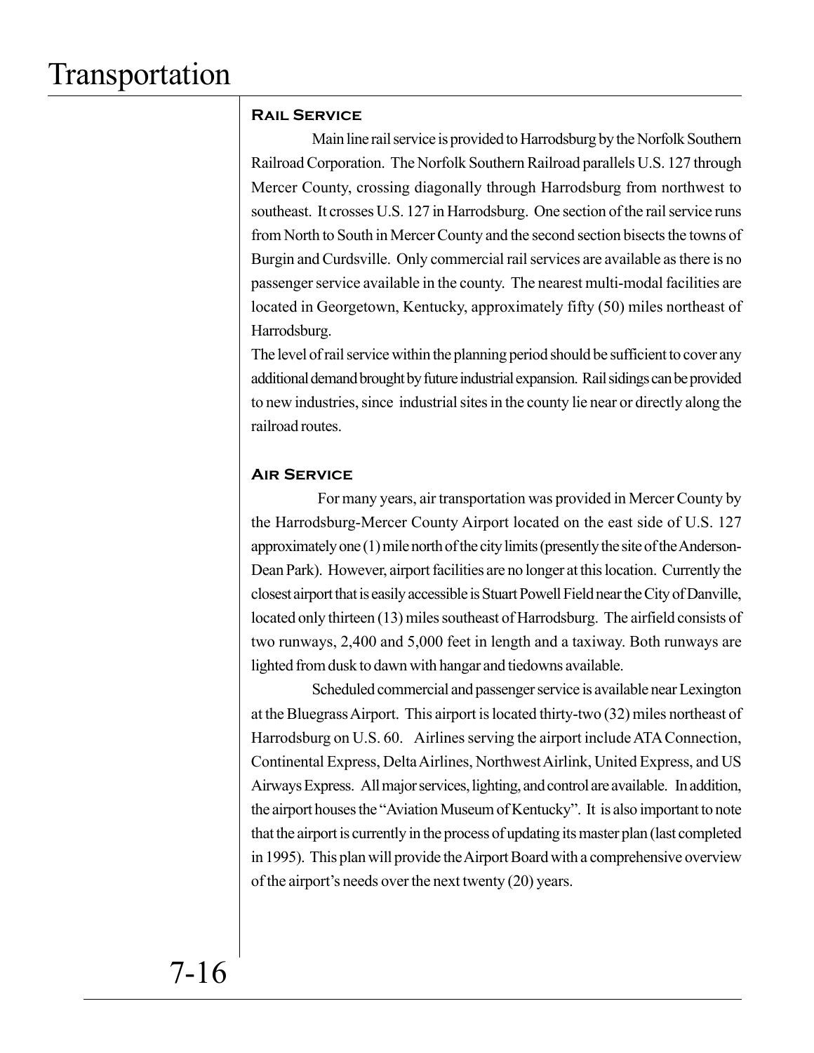## Rail Service

Main line rail service is provided to Harrodsburg by the Norfolk Southern Railroad Corporation. The Norfolk Southern Railroad parallels U.S. 127 through Mercer County, crossing diagonally through Harrodsburg from northwest to southeast. It crosses U.S. 127 in Harrodsburg. One section of the rail service runs from North to South in Mercer County and the second section bisects the towns of Burgin and Curdsville. Only commercial rail services are available as there is no passenger service available in the county. The nearest multi-modal facilities are located in Georgetown, Kentucky, approximately fifty (50) miles northeast of Harrodsburg.

The level of rail service within the planning period should be sufficient to cover any additional demand brought by future industrial expansion. Rail sidings can be provided to new industries, since industrial sites in the county lie near or directly along the railroad routes.

## Air Service

For many years, air transportation was provided in Mercer County by the Harrodsburg-Mercer County Airport located on the east side of U.S. 127 approximately one (1) mile north of the city limits (presently the site of the Anderson-Dean Park). However, airport facilities are no longer at this location. Currently the closest airport that is easily accessible is Stuart Powell Field near the City of Danville, located only thirteen (13) miles southeast of Harrodsburg. The airfield consists of two runways, 2,400 and 5,000 feet in length and a taxiway. Both runways are lighted from dusk to dawn with hangar and tiedowns available.

Scheduled commercial and passenger service is available near Lexington at the Bluegrass Airport. This airport is located thirty-two (32) miles northeast of Harrodsburg on U.S. 60. Airlines serving the airport include ATA Connection, Continental Express, Delta Airlines, Northwest Airlink, United Express, and US Airways Express. All major services, lighting, and control are available. In addition, the airport houses the "Aviation Museum of Kentucky". It is also important to note that the airport is currently in the process of updating its master plan (last completed in 1995). This plan will provide the Airport Board with a comprehensive overview of the airport's needs over the next twenty (20) years.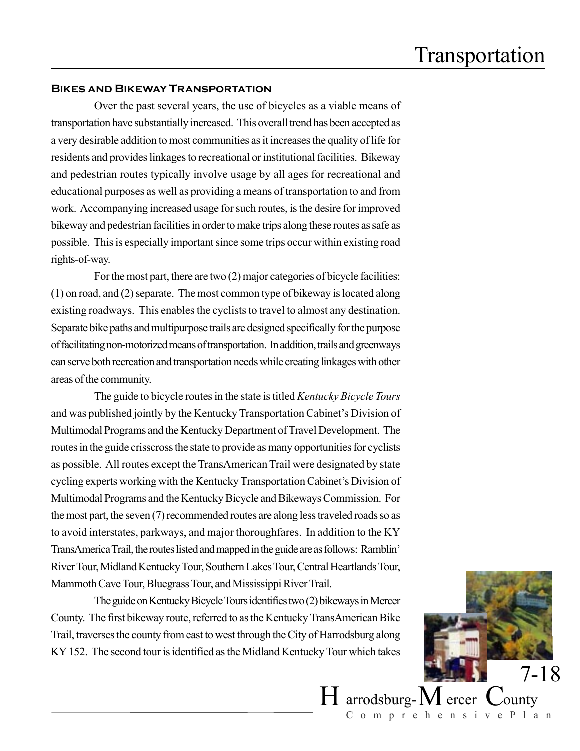## Bikes and Bikeway Transportation

Over the past several years, the use of bicycles as a viable means of transportation have substantially increased. This overall trend has been accepted as a very desirable addition to most communities as it increases the quality of life for residents and provides linkages to recreational or institutional facilities. Bikeway and pedestrian routes typically involve usage by all ages for recreational and educational purposes as well as providing a means of transportation to and from work. Accompanying increased usage for such routes, is the desire for improved bikeway and pedestrian facilities in order to make trips along these routes as safe as possible. This is especially important since some trips occur within existing road rights-of-way.

For the most part, there are two (2) major categories of bicycle facilities: (1) on road, and (2) separate. The most common type of bikeway is located along existing roadways. This enables the cyclists to travel to almost any destination. Separate bike paths and multipurpose trails are designed specifically for the purpose of facilitating non-motorized means of transportation. In addition, trails and greenways can serve both recreation and transportation needs while creating linkages with other areas of the community.

The guide to bicycle routes in the state is titled *Kentucky Bicycle Tours* and was published jointly by the Kentucky Transportation Cabinet's Division of Multimodal Programs and the Kentucky Department of Travel Development. The routes in the guide crisscross the state to provide as many opportunities for cyclists as possible. All routes except the TransAmerican Trail were designated by state cycling experts working with the Kentucky Transportation Cabinet's Division of Multimodal Programs and the Kentucky Bicycle and Bikeways Commission. For the most part, the seven (7) recommended routes are along less traveled roads so as to avoid interstates, parkways, and major thoroughfares. In addition to the KY TransAmerica Trail, the routes listed and mapped in the guide are as follows: Ramblin' River Tour, Midland Kentucky Tour, Southern Lakes Tour, Central Heartlands Tour, Mammoth Cave Tour, Bluegrass Tour, and Mississippi River Trail.

The guide on Kentucky Bicycle Tours identifies two (2) bikeways in Mercer County. The first bikeway route, referred to as the Kentucky TransAmerican Bike Trail, traverses the county from east to west through the City of Harrodsburg along KY 152. The second tour is identified as the Midland Kentucky Tour which takes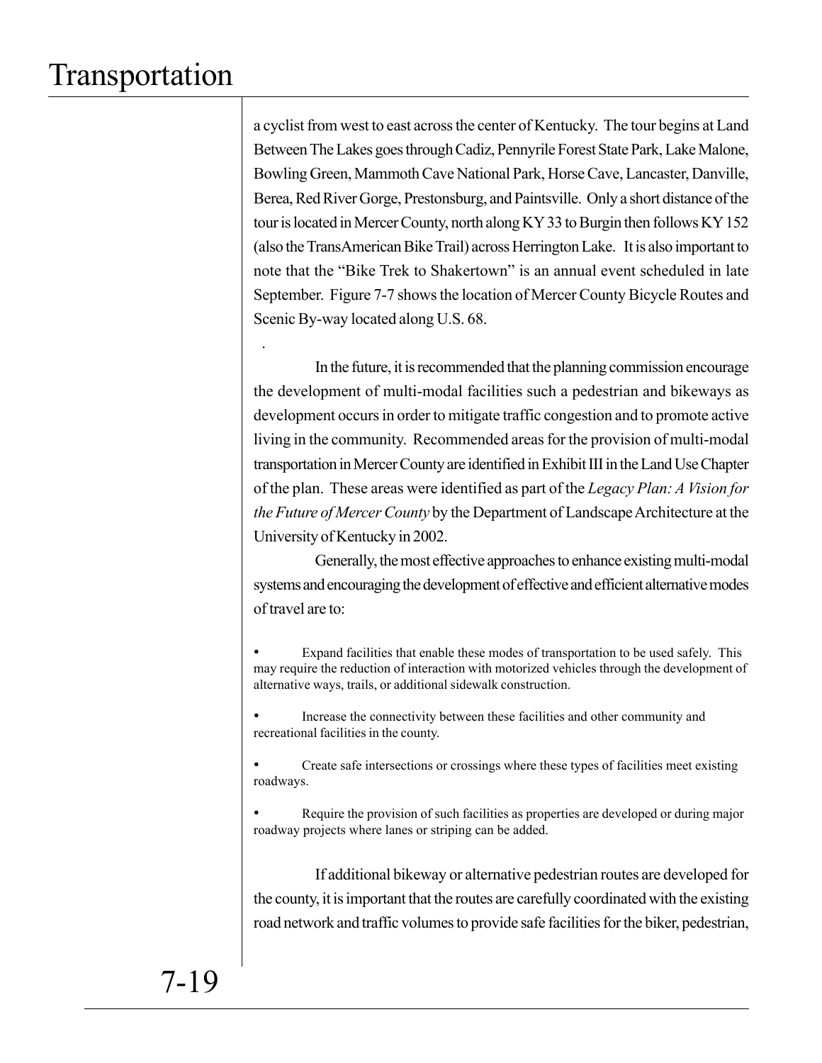a cyclist from west to east across the center of Kentucky. The tour begins at Land Between The Lakes goes through Cadiz, Pennyrile Forest State Park, Lake Malone, Bowling Green, Mammoth Cave National Park, Horse Cave, Lancaster, Danville, Berea, Red River Gorge, Prestonsburg, and Paintsville. Only a short distance of the tour is located in Mercer County, north along KY 33 to Burgin then follows KY 152 (also the TransAmerican Bike Trail) across Herrington Lake. It is also important to note that the "Bike Trek to Shakertown" is an annual event scheduled in late September. Figure 7-7 shows the location of Mercer County Bicycle Routes and Scenic By-way located along U.S. 68.

.

In the future, it is recommended that the planning commission encourage the development of multi-modal facilities such a pedestrian and bikeways as development occurs in order to mitigate traffic congestion and to promote active living in the community. Recommended areas for the provision of multi-modal transportation in Mercer County are identified in Exhibit III in the Land Use Chapter of the plan. These areas were identified as part of the *Legacy Plan: A Vision for the Future of Mercer County* by the Department of Landscape Architecture at the University of Kentucky in 2002.

Generally, the most effective approaches to enhance existing multi-modal systems and encouraging the development of effective and efficient alternative modes of travel are to:

- Expand facilities that enable these modes of transportation to be used safely. This may require the reduction of interaction with motorized vehicles through the development of alternative ways, trails, or additional sidewalk construction.
- Increase the connectivity between these facilities and other community and recreational facilities in the county.
- Create safe intersections or crossings where these types of facilities meet existing roadways.
- Require the provision of such facilities as properties are developed or during major roadway projects where lanes or striping can be added.

If additional bikeway or alternative pedestrian routes are developed for the county, it is important that the routes are carefully coordinated with the existing road network and traffic volumes to provide safe facilities for the biker, pedestrian,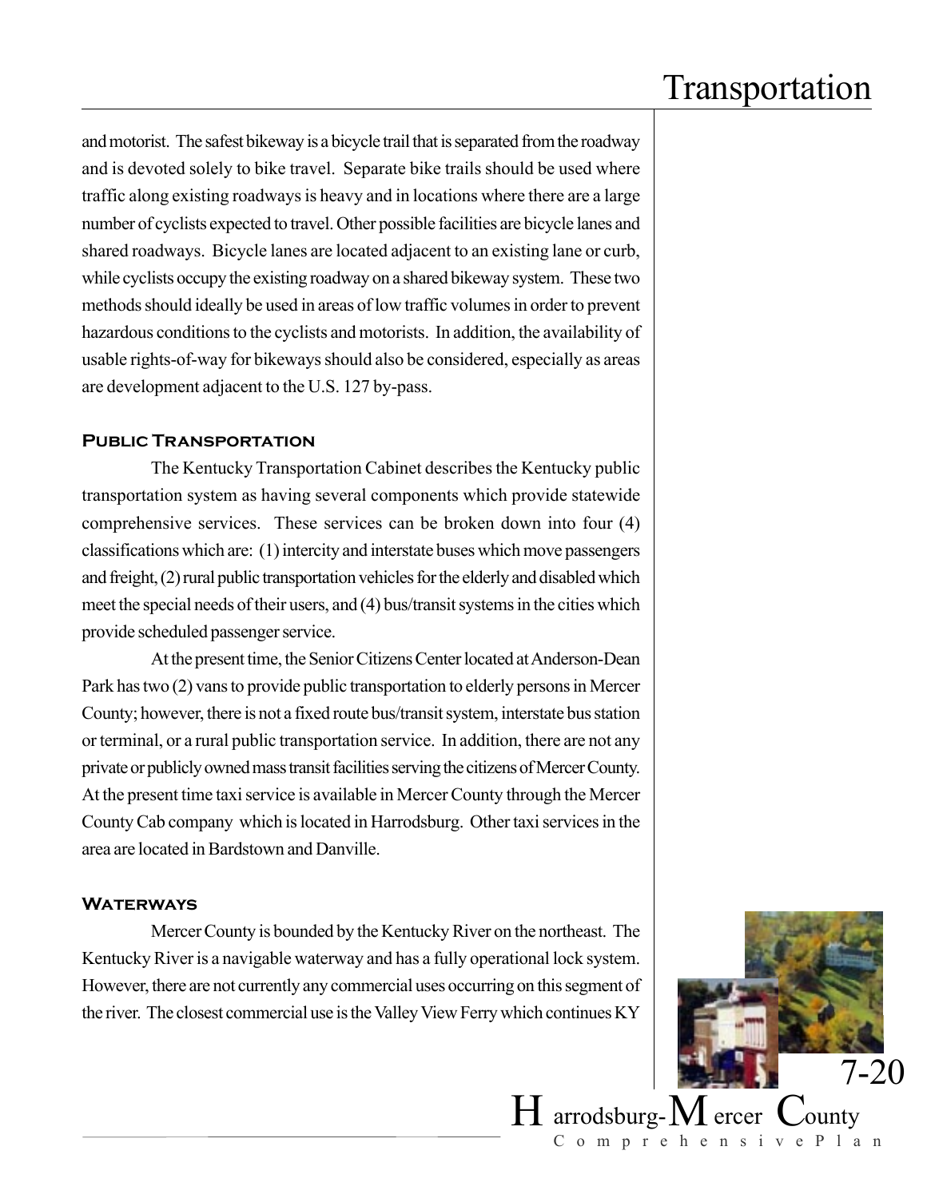and motorist. The safest bikeway is a bicycle trail that is separated from the roadway and is devoted solely to bike travel. Separate bike trails should be used where traffic along existing roadways is heavy and in locations where there are a large number of cyclists expected to travel. Other possible facilities are bicycle lanes and shared roadways. Bicycle lanes are located adjacent to an existing lane or curb, while cyclists occupy the existing roadway on a shared bikeway system. These two methods should ideally be used in areas of low traffic volumes in order to prevent hazardous conditions to the cyclists and motorists. In addition, the availability of usable rights-of-way for bikeways should also be considered, especially as areas are development adjacent to the U.S. 127 by-pass.

### Public Transportation

The Kentucky Transportation Cabinet describes the Kentucky public transportation system as having several components which provide statewide comprehensive services. These services can be broken down into four (4) classifications which are: (1) intercity and interstate buses which move passengers and freight, (2) rural public transportation vehicles for the elderly and disabled which meet the special needs of their users, and (4) bus/transit systems in the cities which provide scheduled passenger service.

At the present time, the Senior Citizens Center located at Anderson-Dean Park has two (2) vans to provide public transportation to elderly persons in Mercer County; however, there is not a fixed route bus/transit system, interstate bus station or terminal, or a rural public transportation service. In addition, there are not any private or publicly owned mass transit facilities serving the citizens of Mercer County. At the present time taxi service is available in Mercer County through the Mercer County Cab company which is located in Harrodsburg. Other taxi services in the area are located in Bardstown and Danville.

### Waterways

Mercer County is bounded by the Kentucky River on the northeast. The Kentucky River is a navigable waterway and has a fully operational lock system. However, there are not currently any commercial uses occurring on this segment of the river. The closest commercial use is the Valley View Ferry which continues KY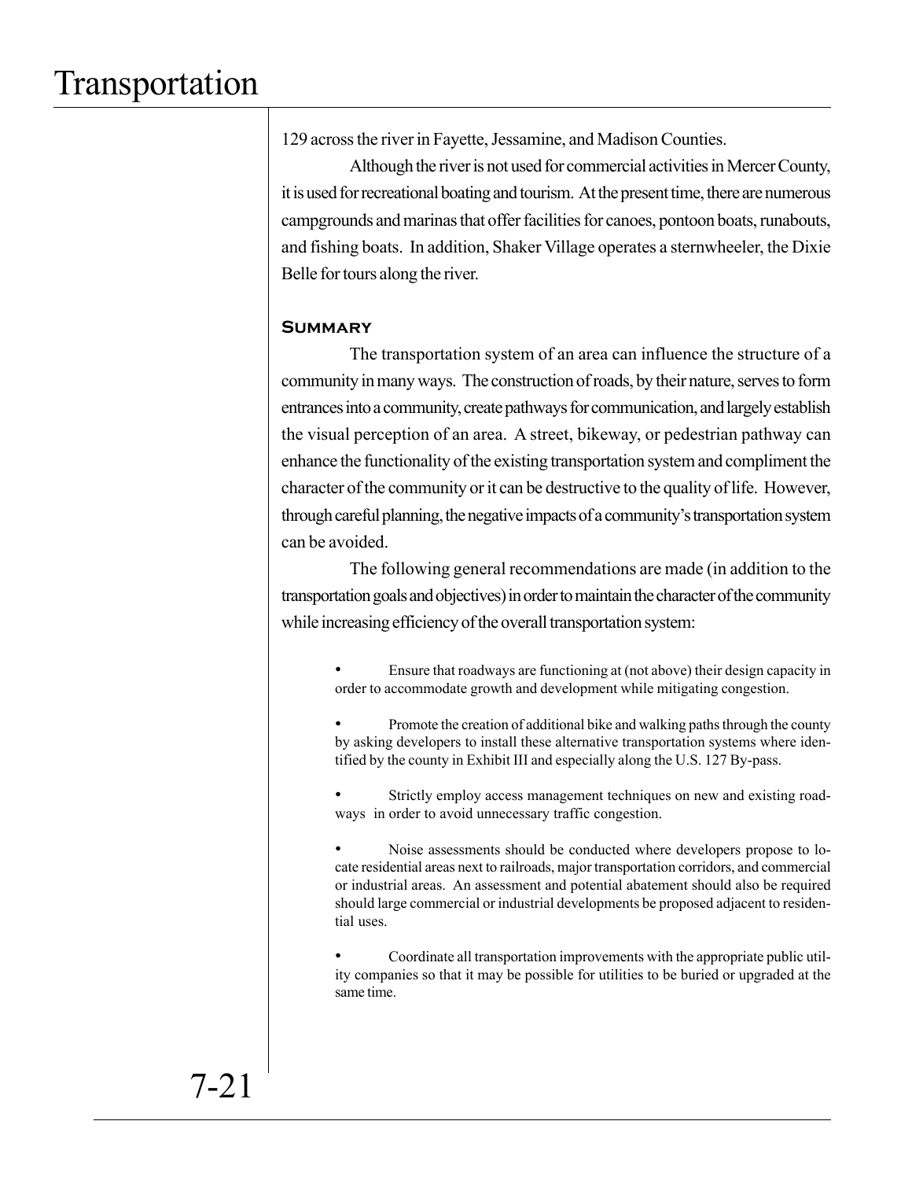129 across the river in Fayette, Jessamine, and Madison Counties.

Although the river is not used for commercial activities in Mercer County, it is used for recreational boating and tourism. At the present time, there are numerous campgrounds and marinas that offer facilities for canoes, pontoon boats, runabouts, and fishing boats. In addition, Shaker Village operates a sternwheeler, the Dixie Belle for tours along the river.

### Summary

The transportation system of an area can influence the structure of a community in many ways. The construction of roads, by their nature, serves to form entrances into a community, create pathways for communication, and largely establish the visual perception of an area. A street, bikeway, or pedestrian pathway can enhance the functionality of the existing transportation system and compliment the character of the community or it can be destructive to the quality of life. However, through careful planning, the negative impacts of a community's transportation system can be avoided.

The following general recommendations are made (in addition to the transportation goals and objectives) in order to maintain the character of the community while increasing efficiency of the overall transportation system:

- Ensure that roadways are functioning at (not above) their design capacity in order to accommodate growth and development while mitigating congestion.
- Promote the creation of additional bike and walking paths through the county by asking developers to install these alternative transportation systems where identified by the county in Exhibit III and especially along the U.S. 127 By-pass.
- Strictly employ access management techniques on new and existing roadways in order to avoid unnecessary traffic congestion.
- Noise assessments should be conducted where developers propose to locate residential areas next to railroads, major transportation corridors, and commercial or industrial areas. An assessment and potential abatement should also be required should large commercial or industrial developments be proposed adjacent to residential uses.
- Coordinate all transportation improvements with the appropriate public utility companies so that it may be possible for utilities to be buried or upgraded at the same time.